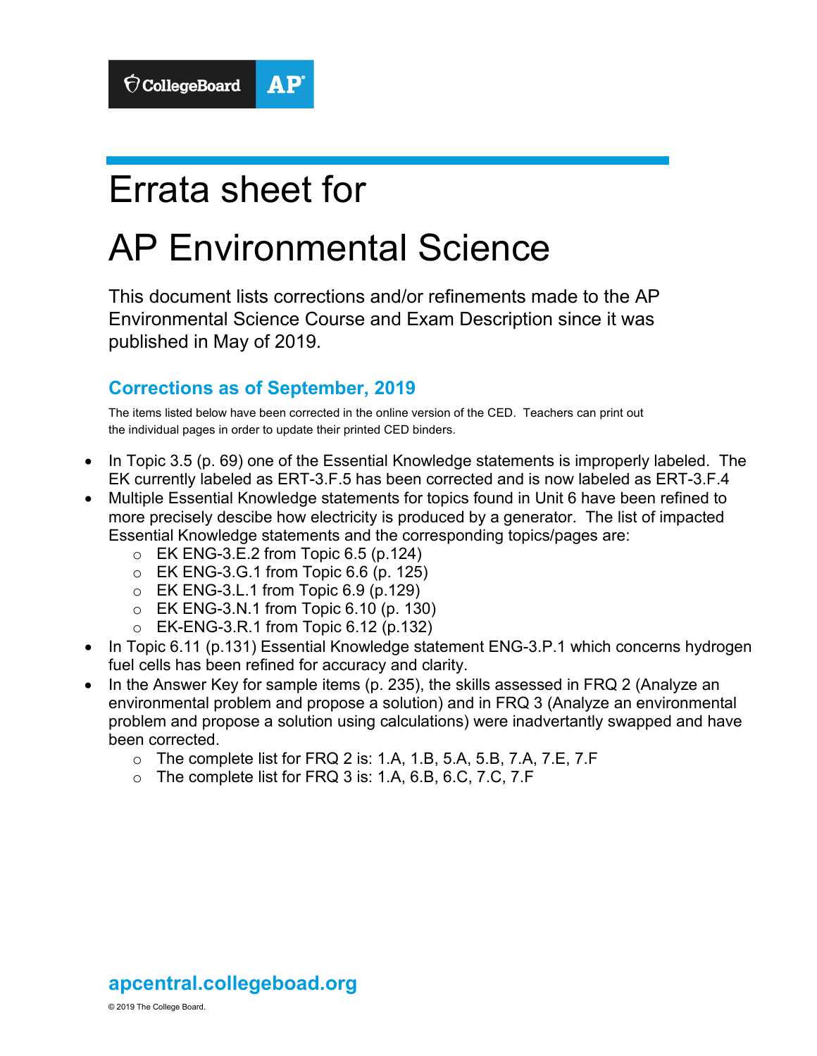CollegeBoard AP

# Errata sheet for

# AP Environmental Science

This document lists corrections and/or refinements made to the AP Environmental Science Course and Exam Description since it was published in May of 2019.

## Corrections as of September, 2019

The items listed below have been corrected in the online version of the CED. Teachers can print out the individual pages in order to update their printed CED binders.

- In Topic 3.5 (p. 69) one of the Essential Knowledge statements is improperly labeled. The EK currently labeled as ERT-3.F.5 has been corrected and is now labeled as ERT-3.F.4
- Multiple Essential Knowledge statements for topics found in Unit 6 have been refined to more precisely descibe how electricity is produced by a generator. The list of impacted Essential Knowledge statements and the corresponding topics/pages are:
  - EK ENG-3.E.2 from Topic 6.5 (p.124)
  - EK ENG-3.G.1 from Topic 6.6 (p. 125)
  - EK ENG-3.L.1 from Topic 6.9 (p.129)
  - EK ENG-3.N.1 from Topic 6.10 (p. 130)
  - EK-ENG-3.R.1 from Topic 6.12 (p.132)
- In Topic 6.11 (p.131) Essential Knowledge statement ENG-3.P.1 which concerns hydrogen fuel cells has been refined for accuracy and clarity.
- In the Answer Key for sample items (p. 235), the skills assessed in FRQ 2 (Analyze an environmental problem and propose a solution) and in FRQ 3 (Analyze an environmental problem and propose a solution using calculations) were inadvertantly swapped and have been corrected.
  - The complete list for FRQ 2 is: 1.A, 1.B, 5.A, 5.B, 7.A, 7.E, 7.F
  - The complete list for FRQ 3 is: 1.A, 6.B, 6.C, 7.C, 7.F

**apcentral.collegeboad.org**

© 2019 The College Board.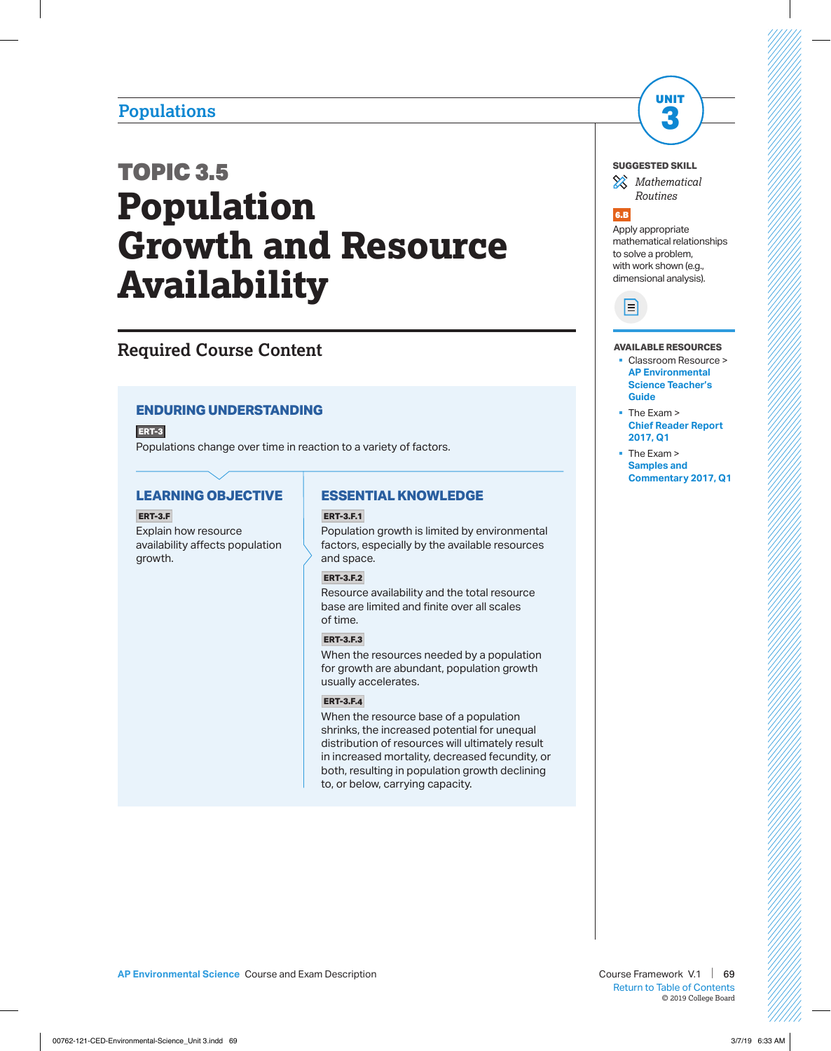## TOPIC 3.5

# Population Growth and Resource Availability

## Required Course Content

### ENDURING UNDERSTANDING

**ERT-3**

Populations change over time in reaction to a variety of factors.

### LEARNING OBJECTIVE

**ERT-3.F**

Explain how resource availability affects population growth.

### ESSENTIAL KNOWLEDGE

**ERT-3.F.1**

Population growth is limited by environmental factors, especially by the available resources and space.

**ERT-3.F.2**

Resource availability and the total resource base are limited and finite over all scales of time.

**ERT-3.F.3**

When the resources needed by a population for growth are abundant, population growth usually accelerates.

**ERT-3.F.4**

When the resource base of a population shrinks, the increased potential for unequal distribution of resources will ultimately result in increased mortality, decreased fecundity, or both, resulting in population growth declining to, or below, carrying capacity.

---

**SUGGESTED SKILL**

*Mathematical Routines*

**6.B**

Apply appropriate mathematical relationships to solve a problem, with work shown (e.g., dimensional analysis).

**AVAILABLE RESOURCES**

- Classroom Resource > **AP Environmental Science Teacher's Guide**
- The Exam > **Chief Reader Report 2017, Q1**
- The Exam > **Samples and Commentary 2017, Q1**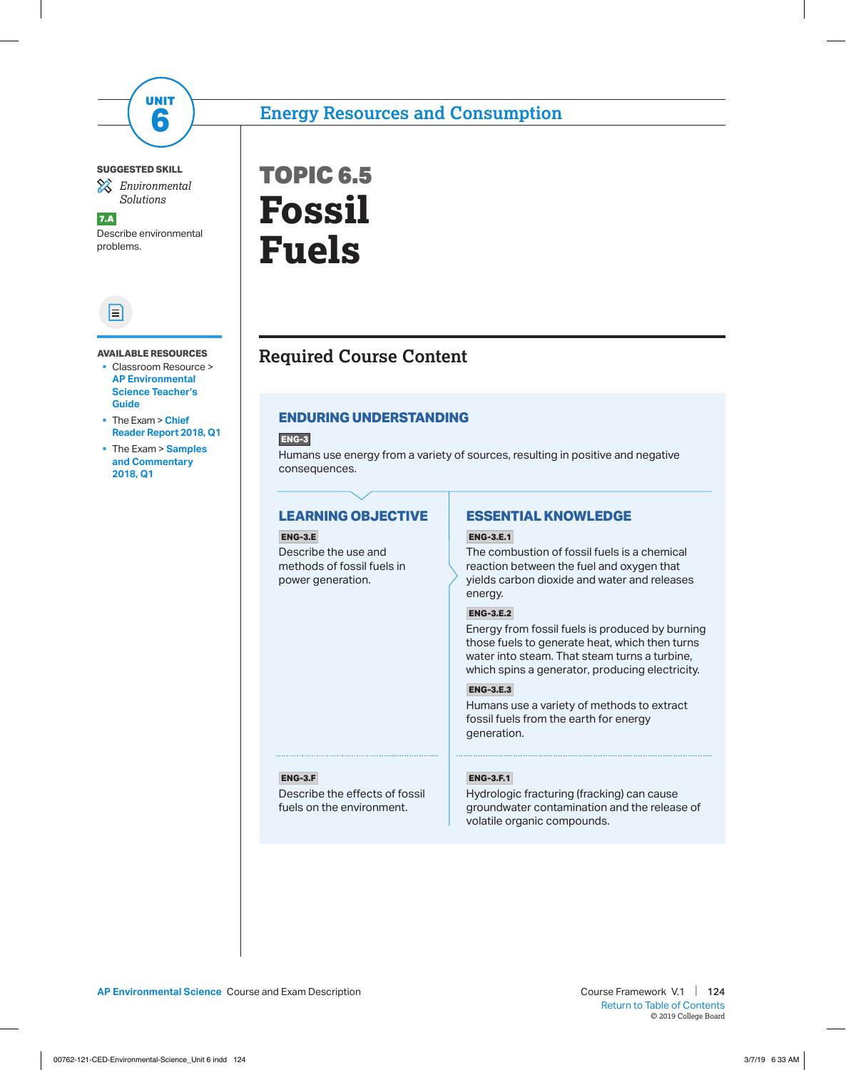UNIT 6

## Energy Resources and Consumption

**SUGGESTED SKILL**

*Environmental Solutions*

**7.A**

Describe environmental problems.

**AVAILABLE RESOURCES**

- Classroom Resource > **AP Environmental Science Teacher's Guide**
- The Exam > **Chief Reader Report 2018, Q1**
- The Exam > **Samples and Commentary 2018, Q1**

# TOPIC 6.5
# Fossil Fuels

## Required Course Content

### ENDURING UNDERSTANDING

**ENG-3**

Humans use energy from a variety of sources, resulting in positive and negative consequences.

| LEARNING OBJECTIVE | ESSENTIAL KNOWLEDGE |
|---|---|
| **ENG-3.E** Describe the use and methods of fossil fuels in power generation. | **ENG-3.E.1** The combustion of fossil fuels is a chemical reaction between the fuel and oxygen that yields carbon dioxide and water and releases energy. |
| | **ENG-3.E.2** Energy from fossil fuels is produced by burning those fuels to generate heat, which then turns water into steam. That steam turns a turbine, which spins a generator, producing electricity. |
| | **ENG-3.E.3** Humans use a variety of methods to extract fossil fuels from the earth for energy generation. |
| **ENG-3.F** Describe the effects of fossil fuels on the environment. | **ENG-3.F.1** Hydrologic fracturing (fracking) can cause groundwater contamination and the release of volatile organic compounds. |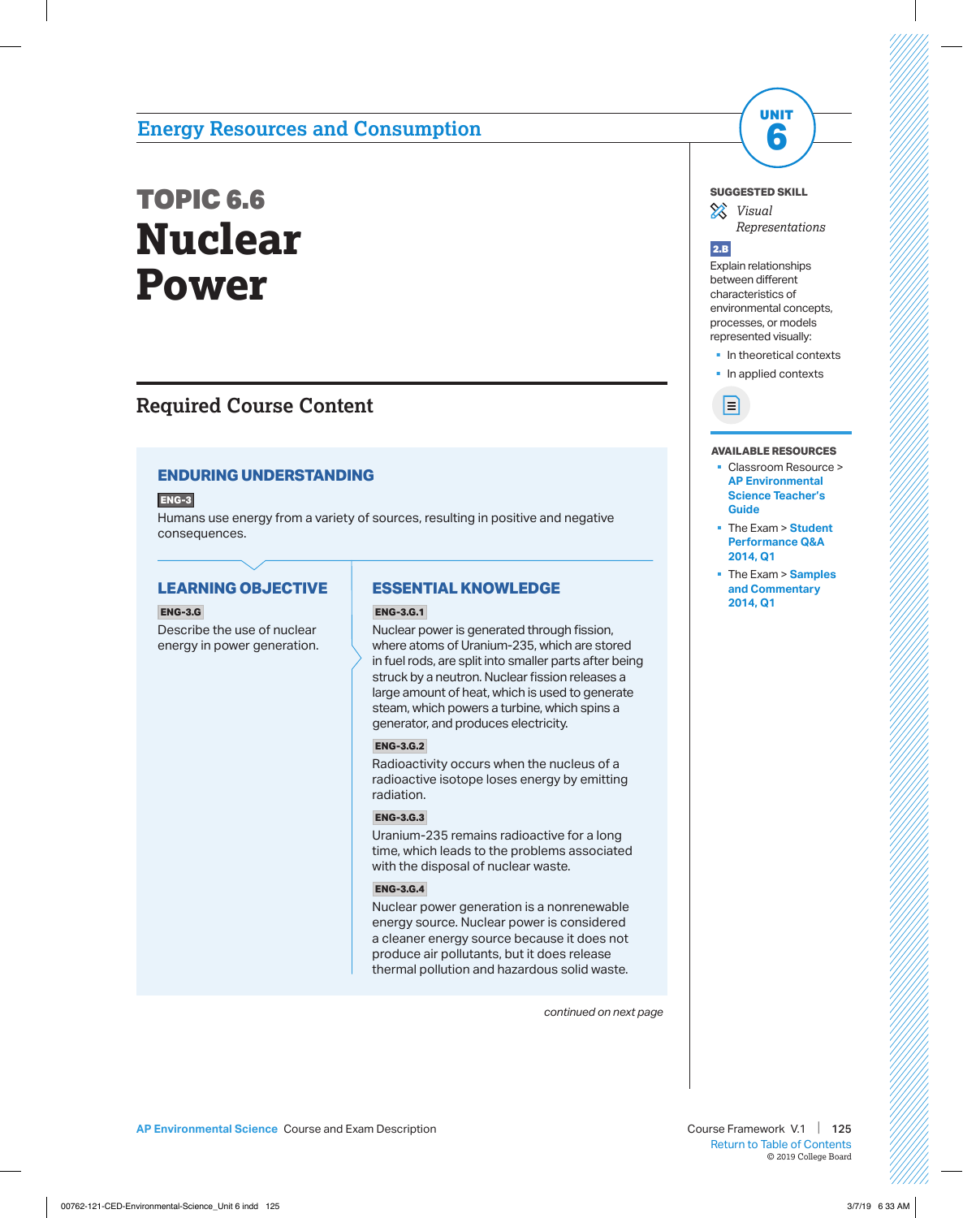## Energy Resources and Consumption

UNIT 6

# TOPIC 6.6
# Nuclear Power

## Required Course Content

### ENDURING UNDERSTANDING

**ENG-3**

Humans use energy from a variety of sources, resulting in positive and negative consequences.

### LEARNING OBJECTIVE

**ENG-3.G**

Describe the use of nuclear energy in power generation.

### ESSENTIAL KNOWLEDGE

**ENG-3.G.1**

Nuclear power is generated through fission, where atoms of Uranium-235, which are stored in fuel rods, are split into smaller parts after being struck by a neutron. Nuclear fission releases a large amount of heat, which is used to generate steam, which powers a turbine, which spins a generator, and produces electricity.

**ENG-3.G.2**

Radioactivity occurs when the nucleus of a radioactive isotope loses energy by emitting radiation.

**ENG-3.G.3**

Uranium-235 remains radioactive for a long time, which leads to the problems associated with the disposal of nuclear waste.

**ENG-3.G.4**

Nuclear power generation is a nonrenewable energy source. Nuclear power is considered a cleaner energy source because it does not produce air pollutants, but it does release thermal pollution and hazardous solid waste.

*continued on next page*

**SUGGESTED SKILL**

*Visual Representations*

**2.B**

Explain relationships between different characteristics of environmental concepts, processes, or models represented visually:

- In theoretical contexts
- In applied contexts

**AVAILABLE RESOURCES**

- Classroom Resource > **AP Environmental Science Teacher's Guide**
- The Exam > **Student Performance Q&A 2014, Q1**
- The Exam > **Samples and Commentary 2014, Q1**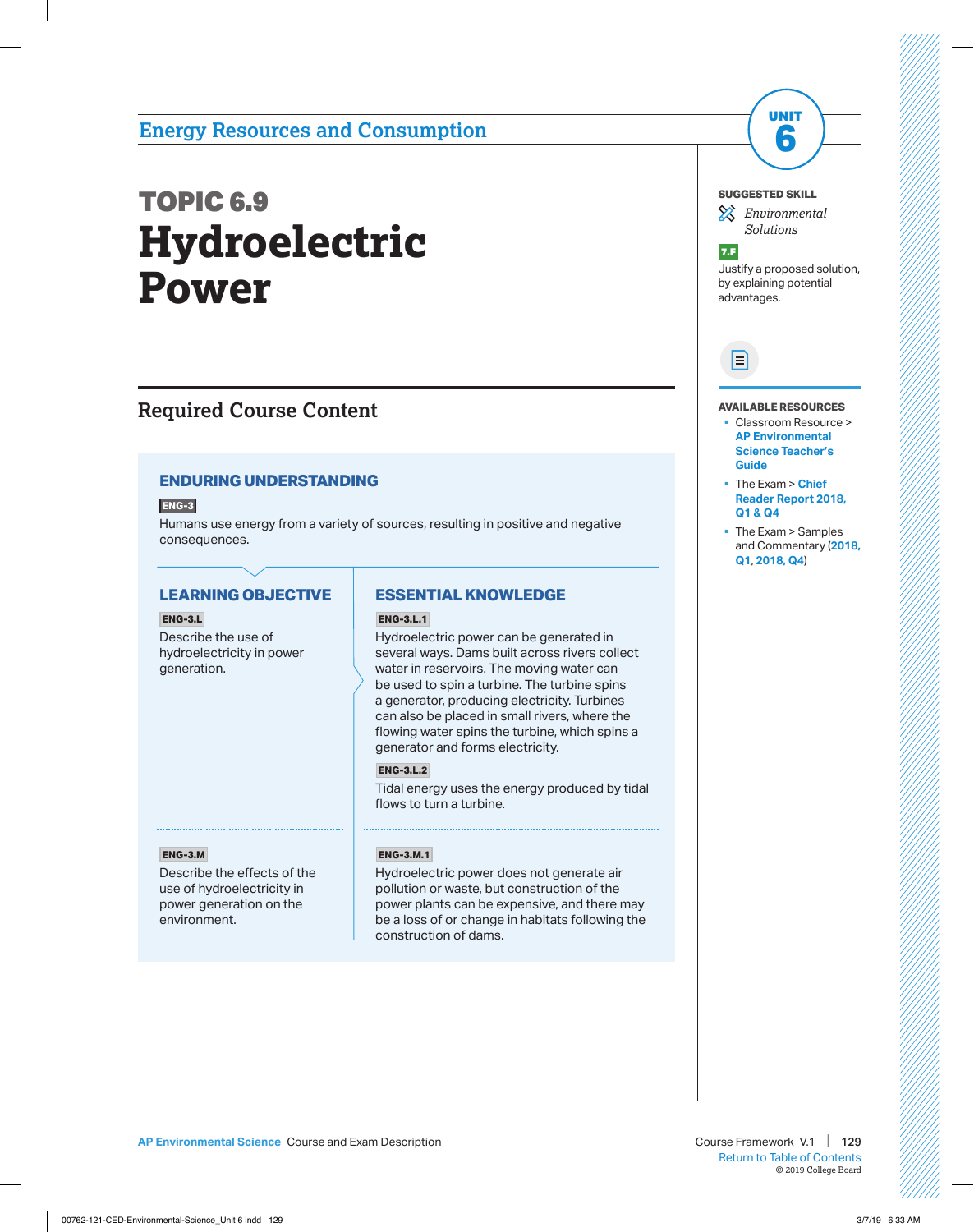## Energy Resources and Consumption

UNIT 6

# TOPIC 6.9
# Hydroelectric Power

**SUGGESTED SKILL**

*Environmental Solutions*

**7.F**

Justify a proposed solution, by explaining potential advantages.

**AVAILABLE RESOURCES**

- Classroom Resource > **AP Environmental Science Teacher's Guide**
- The Exam > **Chief Reader Report 2018, Q1 & Q4**
- The Exam > Samples and Commentary (**2018, Q1**, **2018, Q4**)

## Required Course Content

### ENDURING UNDERSTANDING

**ENG-3**

Humans use energy from a variety of sources, resulting in positive and negative consequences.

### LEARNING OBJECTIVE

**ENG-3.L**

Describe the use of hydroelectricity in power generation.

### ESSENTIAL KNOWLEDGE

**ENG-3.L.1**

Hydroelectric power can be generated in several ways. Dams built across rivers collect water in reservoirs. The moving water can be used to spin a turbine. The turbine spins a generator, producing electricity. Turbines can also be placed in small rivers, where the flowing water spins the turbine, which spins a generator and forms electricity.

**ENG-3.L.2**

Tidal energy uses the energy produced by tidal flows to turn a turbine.

### LEARNING OBJECTIVE

**ENG-3.M**

Describe the effects of the use of hydroelectricity in power generation on the environment.

### ESSENTIAL KNOWLEDGE

**ENG-3.M.1**

Hydroelectric power does not generate air pollution or waste, but construction of the power plants can be expensive, and there may be a loss of or change in habitats following the construction of dams.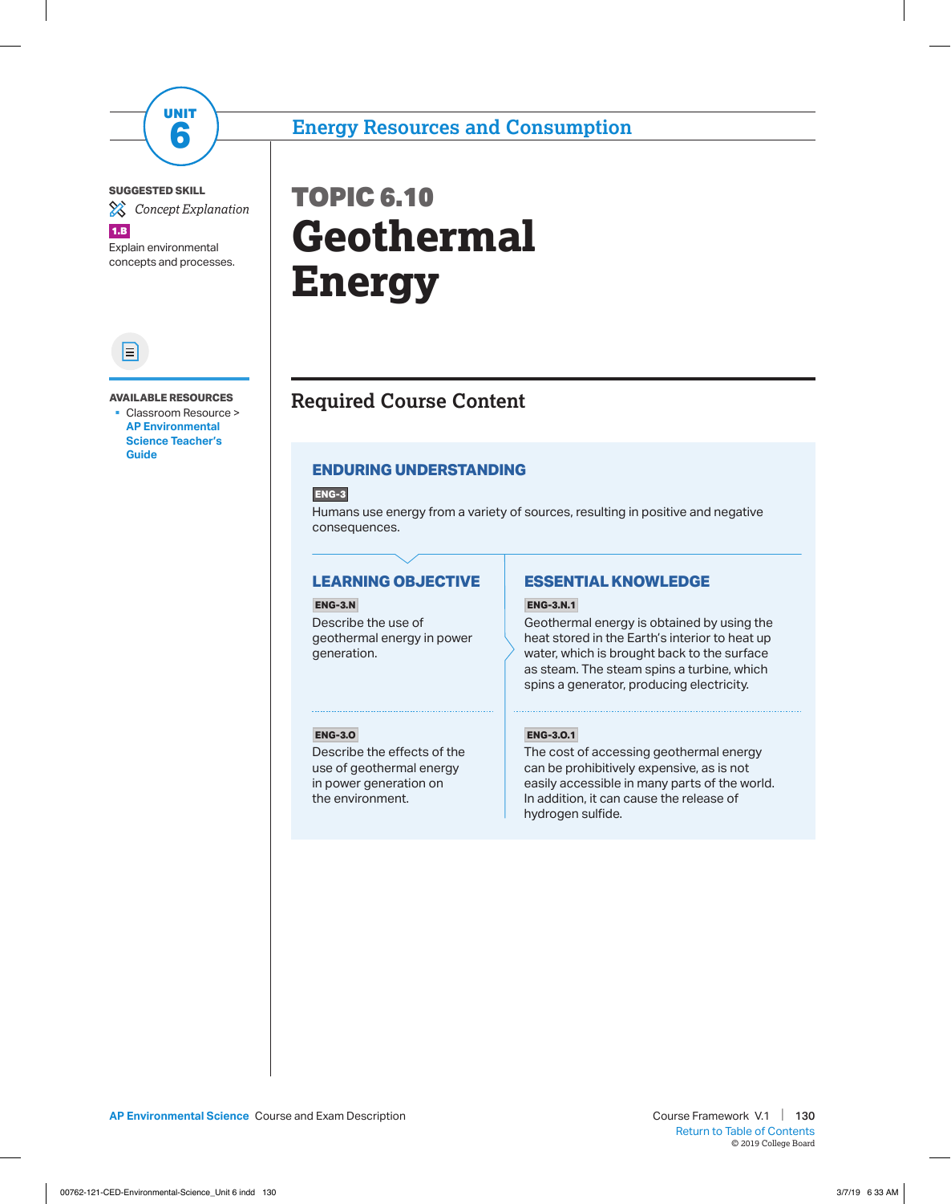UNIT 6

## Energy Resources and Consumption

**SUGGESTED SKILL**

*Concept Explanation*

**1.B**

Explain environmental concepts and processes.

**AVAILABLE RESOURCES**

- Classroom Resource > **AP Environmental Science Teacher's Guide**

# TOPIC 6.10
# Geothermal Energy

## Required Course Content

### ENDURING UNDERSTANDING

**ENG-3**

Humans use energy from a variety of sources, resulting in positive and negative consequences.

| LEARNING OBJECTIVE | ESSENTIAL KNOWLEDGE |
|---|---|
| **ENG-3.N** Describe the use of geothermal energy in power generation. | **ENG-3.N.1** Geothermal energy is obtained by using the heat stored in the Earth's interior to heat up water, which is brought back to the surface as steam. The steam spins a turbine, which spins a generator, producing electricity. |
| **ENG-3.O** Describe the effects of the use of geothermal energy in power generation on the environment. | **ENG-3.O.1** The cost of accessing geothermal energy can be prohibitively expensive, as is not easily accessible in many parts of the world. In addition, it can cause the release of hydrogen sulfide. |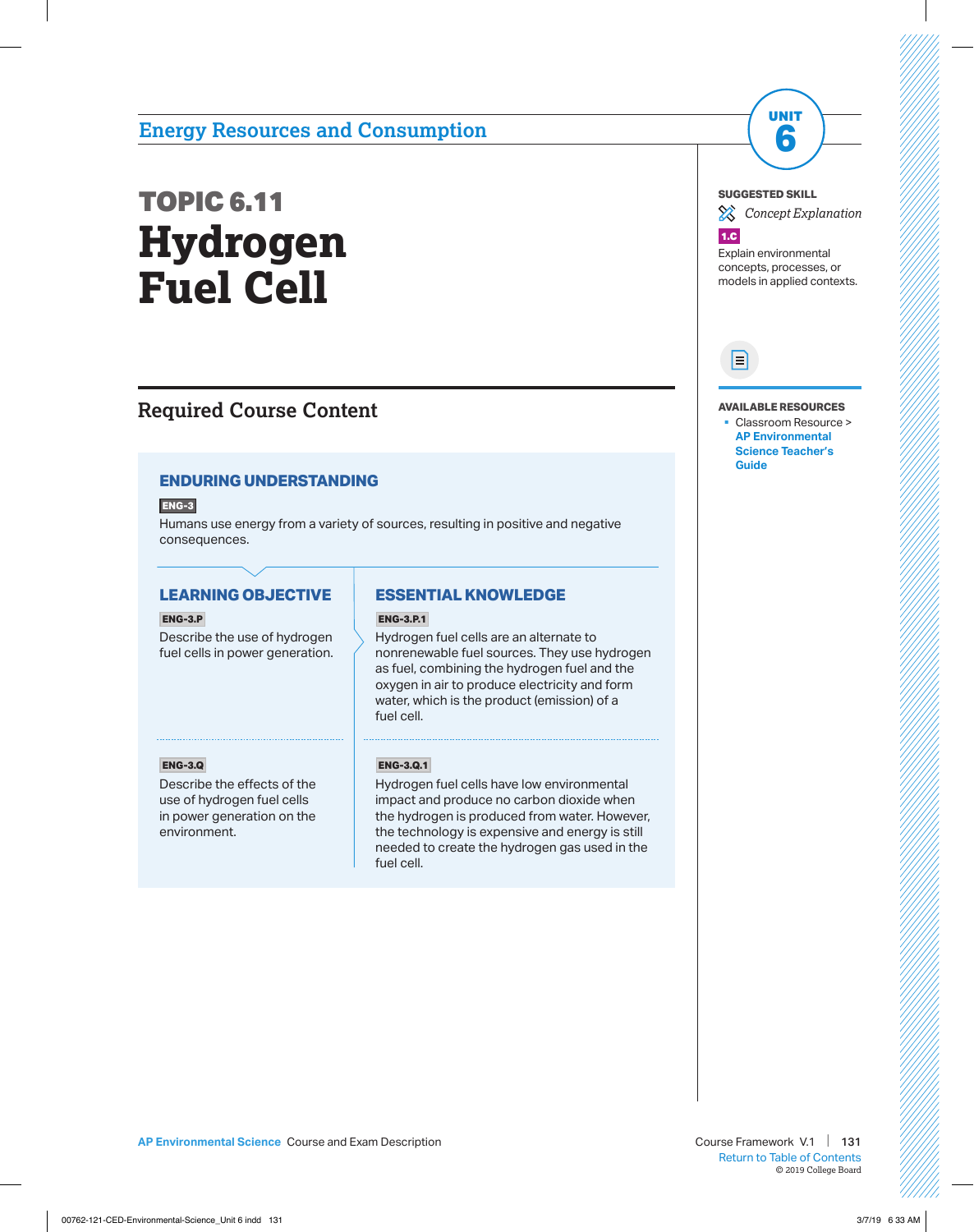## Energy Resources and Consumption

UNIT 6

# TOPIC 6.11
# Hydrogen Fuel Cell

## Required Course Content

### ENDURING UNDERSTANDING

**ENG-3**

Humans use energy from a variety of sources, resulting in positive and negative consequences.

| LEARNING OBJECTIVE | ESSENTIAL KNOWLEDGE |
| --- | --- |
| **ENG-3.P** Describe the use of hydrogen fuel cells in power generation. | **ENG-3.P.1** Hydrogen fuel cells are an alternate to nonrenewable fuel sources. They use hydrogen as fuel, combining the hydrogen fuel and the oxygen in air to produce electricity and form water, which is the product (emission) of a fuel cell. |
| **ENG-3.Q** Describe the effects of the use of hydrogen fuel cells in power generation on the environment. | **ENG-3.Q.1** Hydrogen fuel cells have low environmental impact and produce no carbon dioxide when the hydrogen is produced from water. However, the technology is expensive and energy is still needed to create the hydrogen gas used in the fuel cell. |

**SUGGESTED SKILL**

*Concept Explanation*

**1.C**

Explain environmental concepts, processes, or models in applied contexts.

**AVAILABLE RESOURCES**

- Classroom Resource > **AP Environmental Science Teacher's Guide**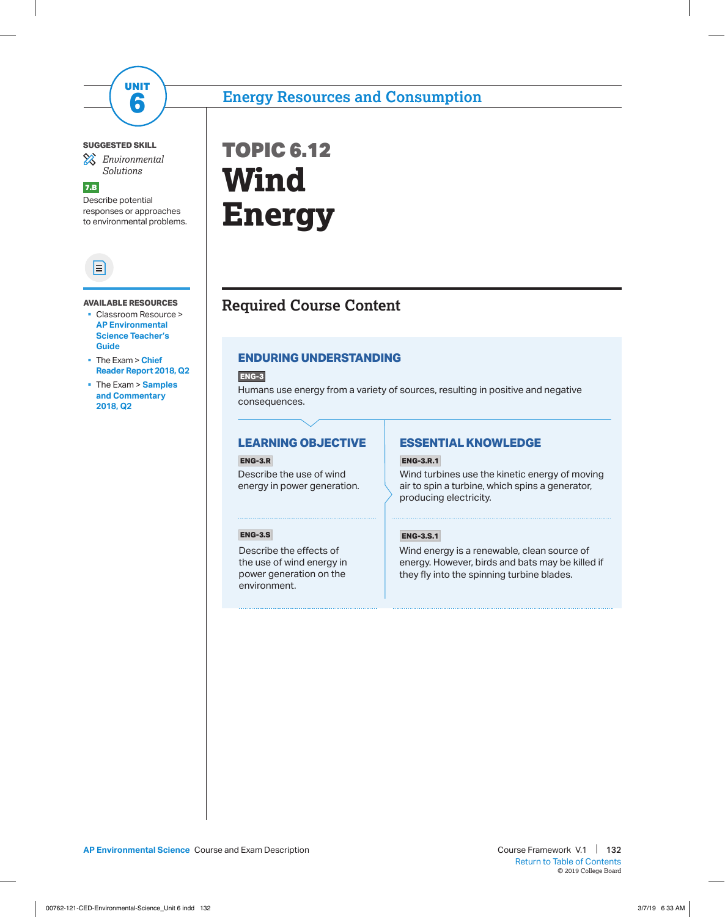# UNIT 6

## Energy Resources and Consumption

**SUGGESTED SKILL**

*Environmental Solutions*

**7.B**

Describe potential responses or approaches to environmental problems.

**AVAILABLE RESOURCES**

- Classroom Resource > **AP Environmental Science Teacher's Guide**
- The Exam > **Chief Reader Report 2018, Q2**
- The Exam > **Samples and Commentary 2018, Q2**

# TOPIC 6.12
# Wind Energy

## Required Course Content

### ENDURING UNDERSTANDING

**ENG-3**

Humans use energy from a variety of sources, resulting in positive and negative consequences.

| LEARNING OBJECTIVE | ESSENTIAL KNOWLEDGE |
|---|---|
| **ENG-3.R** Describe the use of wind energy in power generation. | **ENG-3.R.1** Wind turbines use the kinetic energy of moving air to spin a turbine, which spins a generator, producing electricity. |
| **ENG-3.S** Describe the effects of the use of wind energy in power generation on the environment. | **ENG-3.S.1** Wind energy is a renewable, clean source of energy. However, birds and bats may be killed if they fly into the spinning turbine blades. |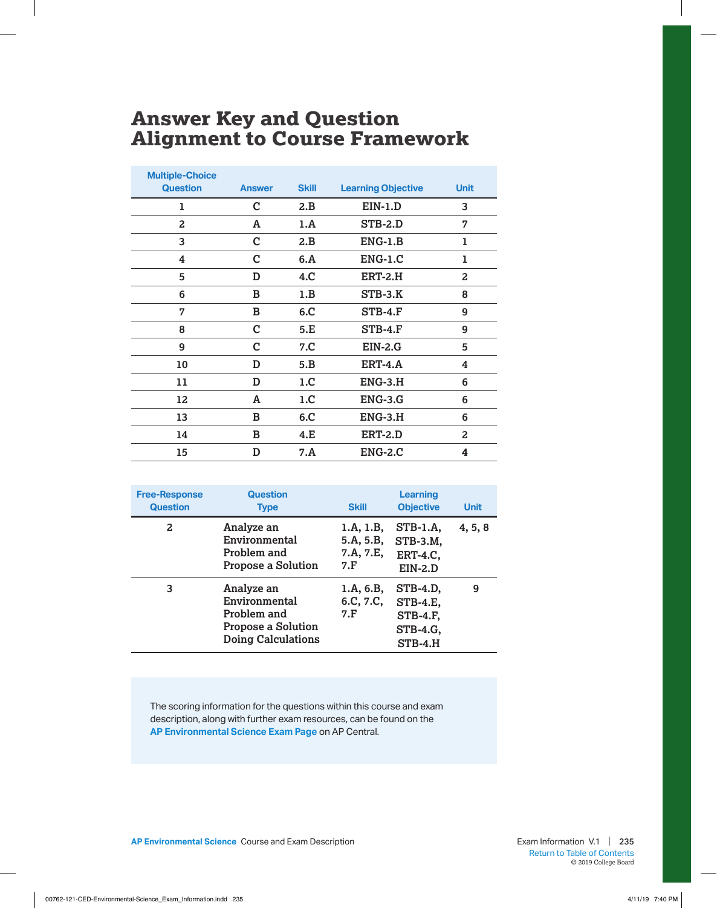# Answer Key and Question Alignment to Course Framework

| Multiple-Choice Question | Answer | Skill | Learning Objective | Unit |
|---|---|---|---|---|
| 1 | C | 2.B | EIN-1.D | 3 |
| 2 | A | 1.A | STB-2.D | 7 |
| 3 | C | 2.B | ENG-1.B | 1 |
| 4 | C | 6.A | ENG-1.C | 1 |
| 5 | D | 4.C | ERT-2.H | 2 |
| 6 | B | 1.B | STB-3.K | 8 |
| 7 | B | 6.C | STB-4.F | 9 |
| 8 | C | 5.E | STB-4.F | 9 |
| 9 | C | 7.C | EIN-2.G | 5 |
| 10 | D | 5.B | ERT-4.A | 4 |
| 11 | D | 1.C | ENG-3.H | 6 |
| 12 | A | 1.C | ENG-3.G | 6 |
| 13 | B | 6.C | ENG-3.H | 6 |
| 14 | B | 4.E | ERT-2.D | 2 |
| 15 | D | 7.A | ENG-2.C | 4 |

| Free-Response Question | Question Type | Skill | Learning Objective | Unit |
|---|---|---|---|---|
| 2 | Analyze an Environmental Problem and Propose a Solution | 1.A, 1.B, 5.A, 5.B, 7.A, 7.E, 7.F | STB-1.A, STB-3.M, ERT-4.C, EIN-2.D | 4, 5, 8 |
| 3 | Analyze an Environmental Problem and Propose a Solution Doing Calculations | 1.A, 6.B, 6.C, 7.C, 7.F | STB-4.D, STB-4.E, STB-4.F, STB-4.G, STB-4.H | 9 |

The scoring information for the questions within this course and exam description, along with further exam resources, can be found on the **AP Environmental Science Exam Page** on AP Central.